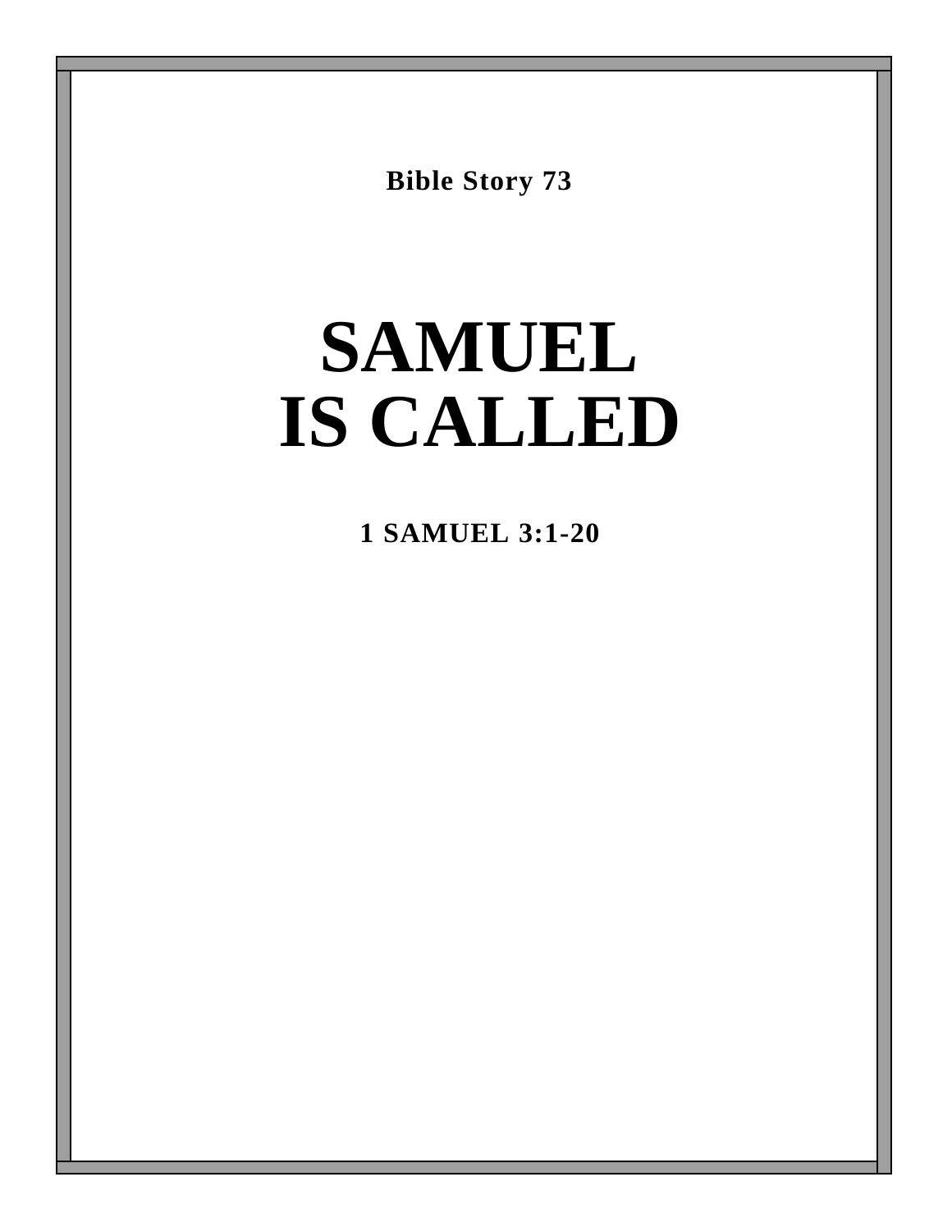**Bible Story 73**

# SAMUEL IS CALLED

**1 SAMUEL 3:1-20**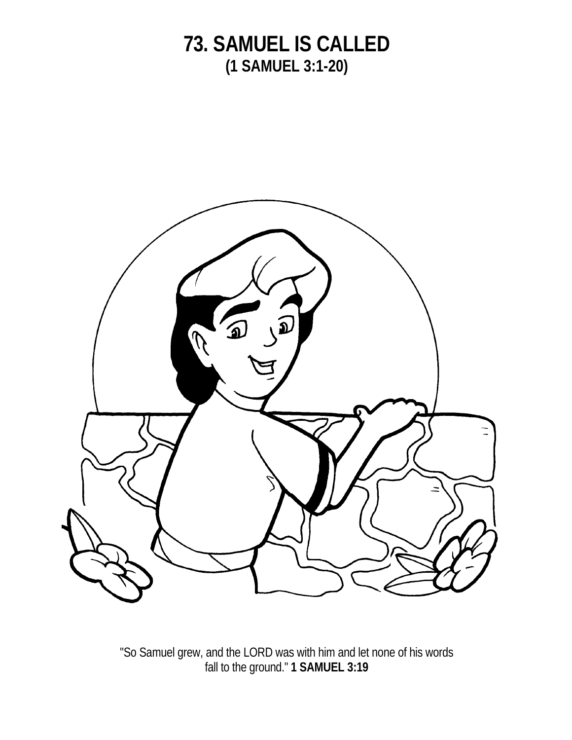# 73. SAMUEL IS CALLED
## (1 SAMUEL 3:1-20)

"So Samuel grew, and the LORD was with him and let none of his words fall to the ground." **1 SAMUEL 3:19**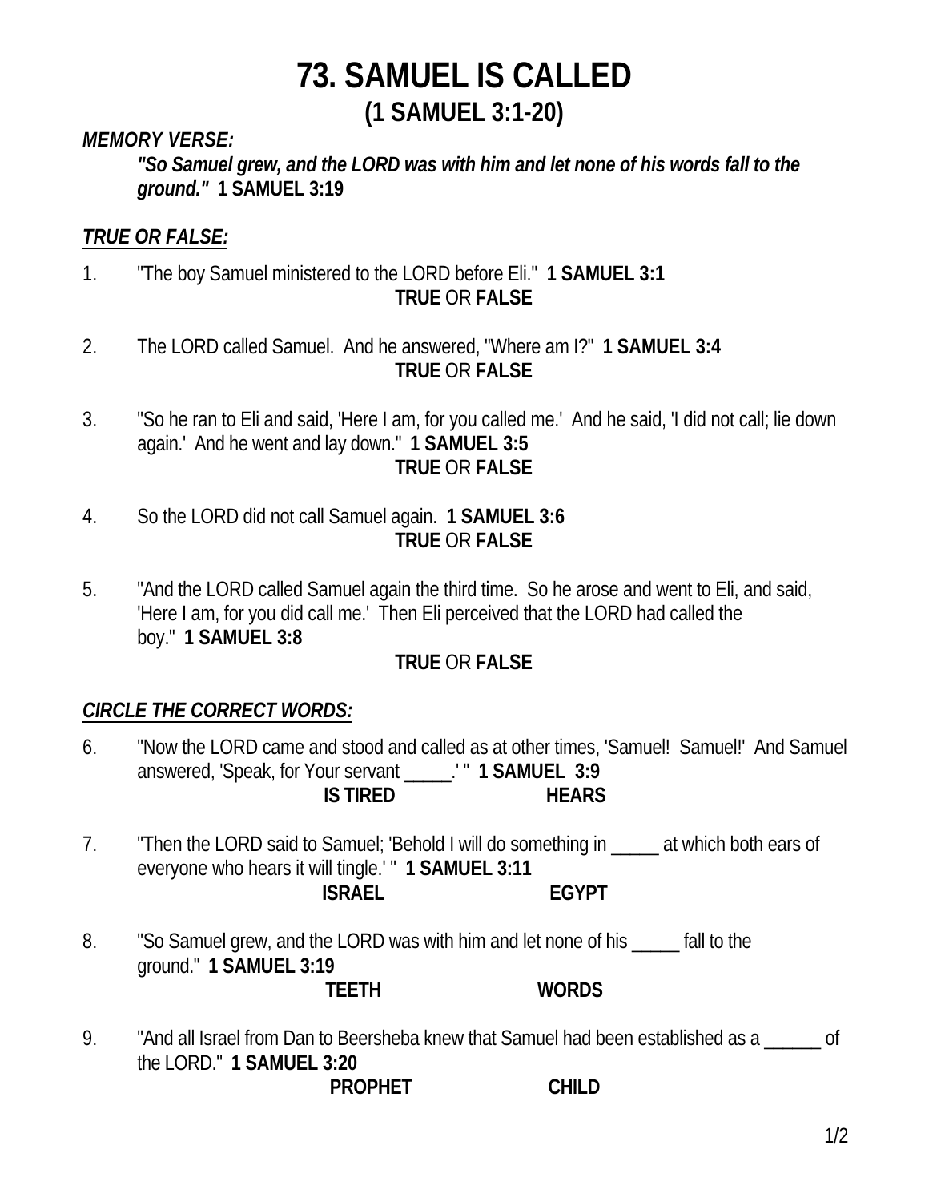# 73. SAMUEL IS CALLED
## (1 SAMUEL 3:1-20)

***MEMORY VERSE:***

> ***"So Samuel grew, and the LORD was with him and let none of his words fall to the ground."*** **1 SAMUEL 3:19**

***TRUE OR FALSE:***

1. "The boy Samuel ministered to the LORD before Eli." **1 SAMUEL 3:1**
   **TRUE** OR **FALSE**

2. The LORD called Samuel. And he answered, "Where am I?" **1 SAMUEL 3:4**
   **TRUE** OR **FALSE**

3. "So he ran to Eli and said, 'Here I am, for you called me.' And he said, 'I did not call; lie down again.' And he went and lay down." **1 SAMUEL 3:5**
   **TRUE** OR **FALSE**

4. So the LORD did not call Samuel again. **1 SAMUEL 3:6**
   **TRUE** OR **FALSE**

5. "And the LORD called Samuel again the third time. So he arose and went to Eli, and said, 'Here I am, for you did call me.' Then Eli perceived that the LORD had called the boy." **1 SAMUEL 3:8**
   **TRUE** OR **FALSE**

***CIRCLE THE CORRECT WORDS:***

6. "Now the LORD came and stood and called as at other times, 'Samuel! Samuel!' And Samuel answered, 'Speak, for Your servant _____.' " **1 SAMUEL 3:9**
   **IS TIRED** **HEARS**

7. "Then the LORD said to Samuel; 'Behold I will do something in _____ at which both ears of everyone who hears it will tingle.' " **1 SAMUEL 3:11**
   **ISRAEL** **EGYPT**

8. "So Samuel grew, and the LORD was with him and let none of his _____ fall to the ground." **1 SAMUEL 3:19**
   **TEETH** **WORDS**

9. "And all Israel from Dan to Beersheba knew that Samuel had been established as a ______ of the LORD." **1 SAMUEL 3:20**
   **PROPHET** **CHILD**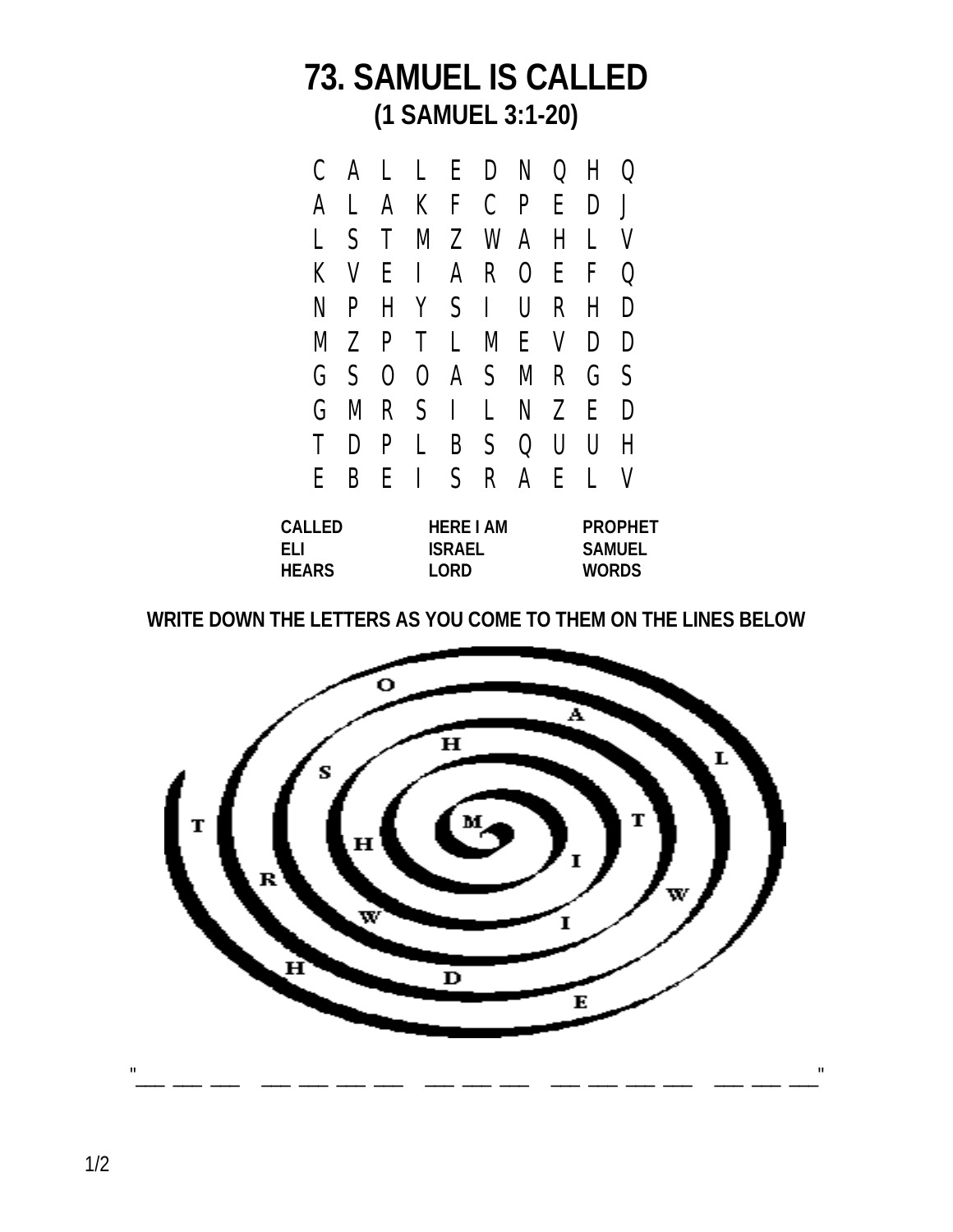# 73. SAMUEL IS CALLED

## (1 SAMUEL 3:1-20)

```
C A L L E D N Q H Q
A L A K F C P E D J
L S T M Z W A H L V
K V E I A R O E F Q
N P H Y S I U R H D
M Z P T L M E V D D
G S O O A S M R G S
G M R S I L N Z E D
T D P L B S Q U U H
E B E I S R A E L V
```

| | | |
|---|---|---|
| **CALLED** | **HERE I AM** | **PROPHET** |
| **ELI** | **ISRAEL** | **SAMUEL** |
| **HEARS** | **LORD** | **WORDS** |

**WRITE DOWN THE LETTERS AS YOU COME TO THEM ON THE LINES BELOW**

O A L T W E D H R T S H I I H M

"___ ___ ___   ___ ___ ___ ___   ___ ___ ___   ___ ___ ___ ___   ___ ___ ___"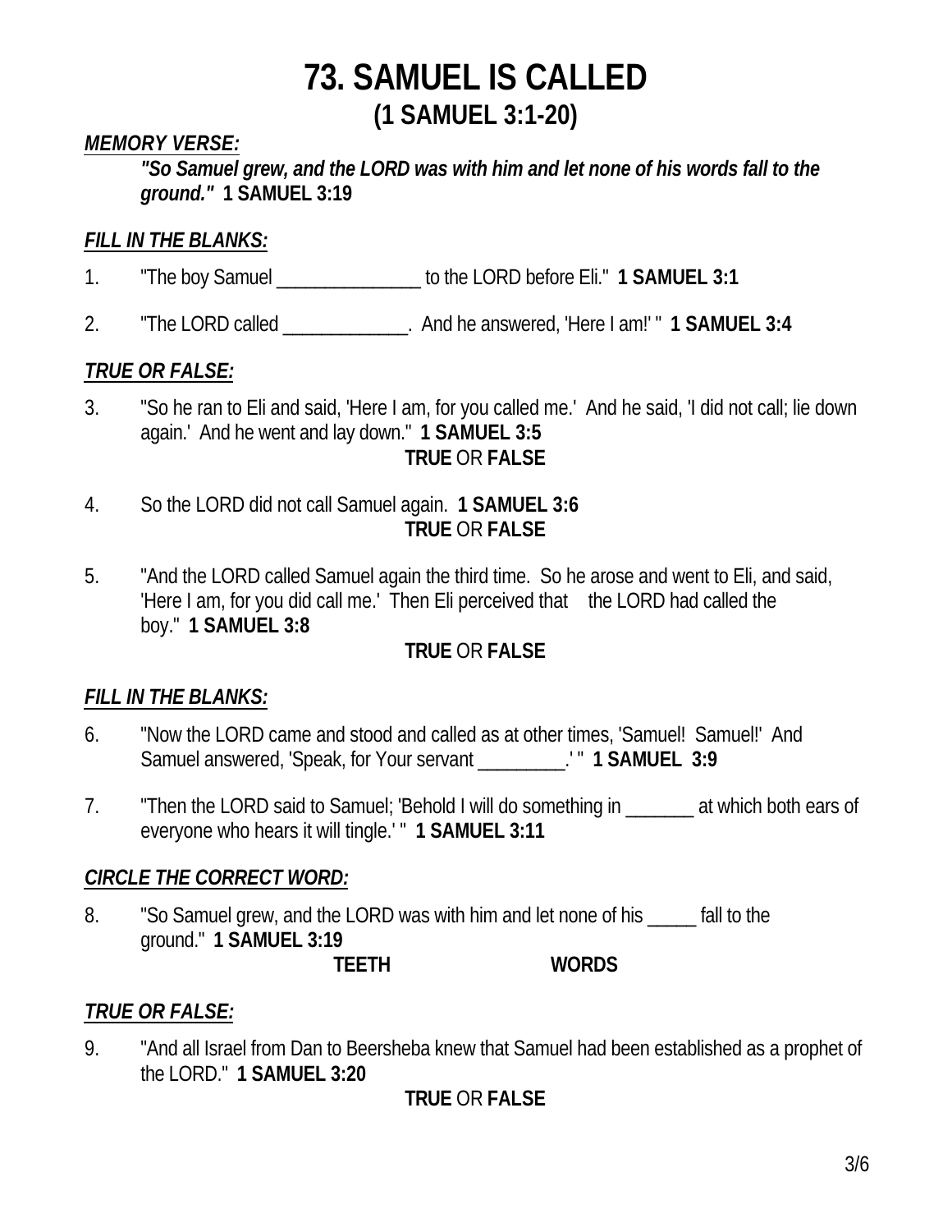# 73. SAMUEL IS CALLED
## (1 SAMUEL 3:1-20)

***MEMORY VERSE:***

> ***"So Samuel grew, and the LORD was with him and let none of his words fall to the ground."*** **1 SAMUEL 3:19**

***FILL IN THE BLANKS:***

1. "The boy Samuel _______________ to the LORD before Eli." **1 SAMUEL 3:1**

2. "The LORD called _____________. And he answered, 'Here I am!' " **1 SAMUEL 3:4**

***TRUE OR FALSE:***

3. "So he ran to Eli and said, 'Here I am, for you called me.' And he said, 'I did not call; lie down again.' And he went and lay down." **1 SAMUEL 3:5**

   **TRUE** OR **FALSE**

4. So the LORD did not call Samuel again. **1 SAMUEL 3:6**

   **TRUE** OR **FALSE**

5. "And the LORD called Samuel again the third time. So he arose and went to Eli, and said, 'Here I am, for you did call me.' Then Eli perceived that the LORD had called the boy." **1 SAMUEL 3:8**

   **TRUE** OR **FALSE**

***FILL IN THE BLANKS:***

6. "Now the LORD came and stood and called as at other times, 'Samuel! Samuel!' And Samuel answered, 'Speak, for Your servant _________.' " **1 SAMUEL 3:9**

7. "Then the LORD said to Samuel; 'Behold I will do something in _______ at which both ears of everyone who hears it will tingle.' " **1 SAMUEL 3:11**

***CIRCLE THE CORRECT WORD:***

8. "So Samuel grew, and the LORD was with him and let none of his _____ fall to the ground." **1 SAMUEL 3:19**

   **TEETH** &nbsp;&nbsp;&nbsp;&nbsp;&nbsp;&nbsp;&nbsp;&nbsp; **WORDS**

***TRUE OR FALSE:***

9. "And all Israel from Dan to Beersheba knew that Samuel had been established as a prophet of the LORD." **1 SAMUEL 3:20**

   **TRUE** OR **FALSE**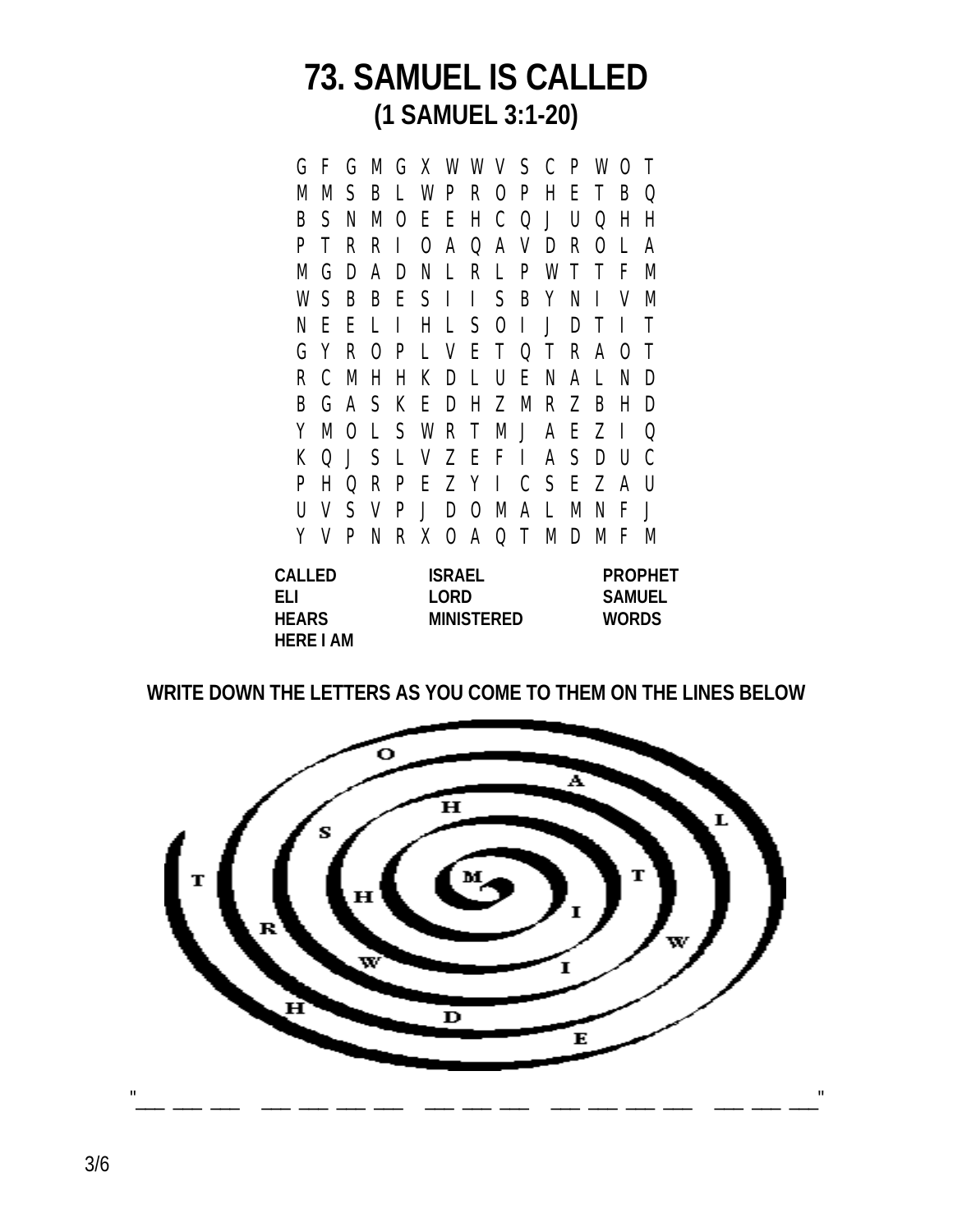# 73. SAMUEL IS CALLED
## (1 SAMUEL 3:1-20)

```
G F G M G X W W V S C P W O T
M M S B L W P R O P H E T B Q
B S N M O E E H C Q J U Q H H
P T R R I O A Q A V D R O L A
M G D A D N L R L P W T T F M
W S B B E S I I I S B Y N I V M
N E E L I H L S O I J D T I T
G Y R O P L V E T Q T R A O T
R C M H H K D L U E N A L N D
B G A S K E D H Z M R Z B H D
Y M O L S W R T M J A E Z I Q
K Q J S L V Z E F I A S D U C
P H Q R P E Z Y I C S E Z A U
U V S V P J D O M A L M N F J
Y V P N R X O A Q T M D M F M
```

| | | |
|---|---|---|
| **CALLED** | **ISRAEL** | **PROPHET** |
| **ELI** | **LORD** | **SAMUEL** |
| **HEARS** | **MINISTERED** | **WORDS** |
| **HERE I AM** | | |

**WRITE DOWN THE LETTERS AS YOU COME TO THEM ON THE LINES BELOW**

M I T H I S H W D E W R H O A L T S H T

"___ ___ ___ ___ ___ ___ ___ ___ ___ ___ ___ ___ ___ ___ ___ ___ ___ ___ ___"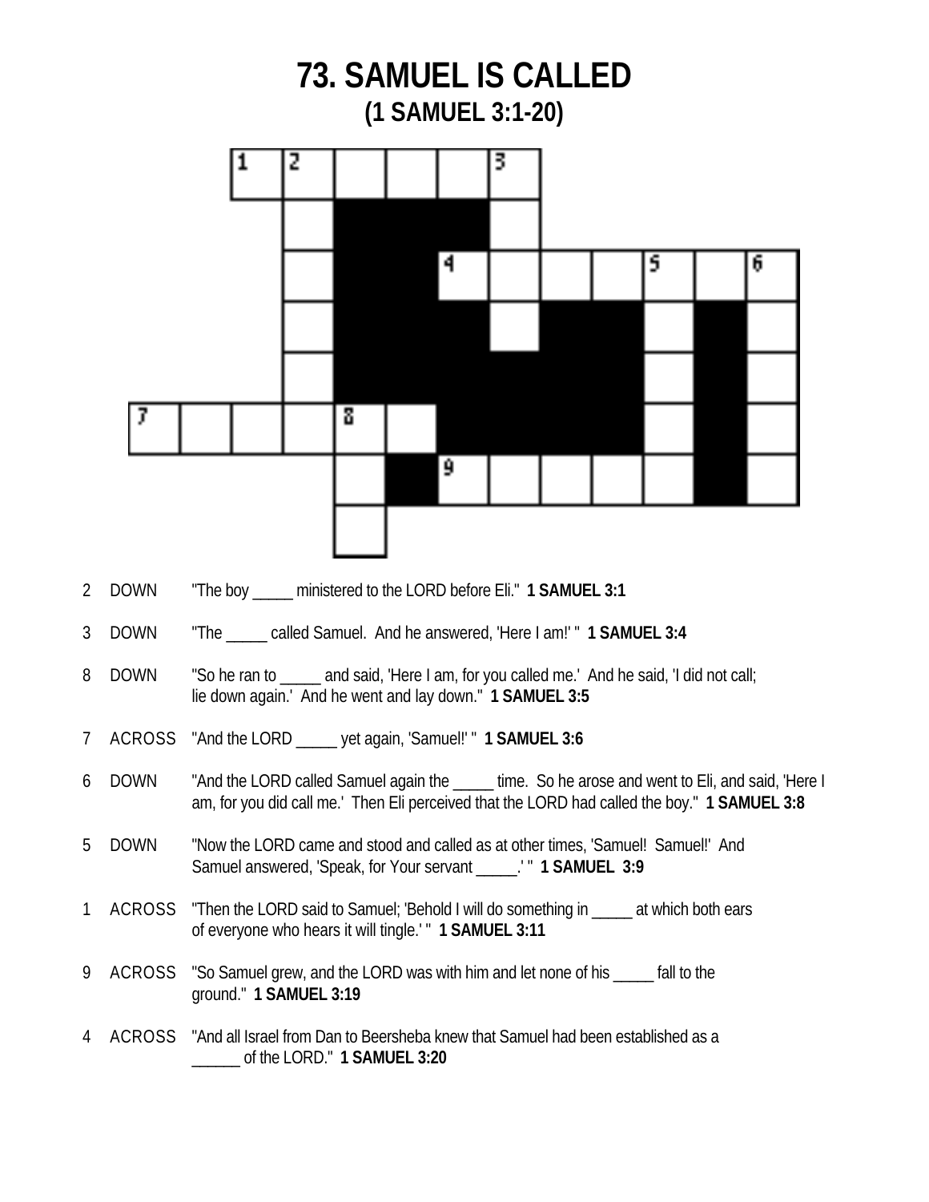# 73. SAMUEL IS CALLED

## (1 SAMUEL 3:1-20)

2 DOWN "The boy _____ ministered to the LORD before Eli." **1 SAMUEL 3:1**

3 DOWN "The _____ called Samuel. And he answered, 'Here I am!' " **1 SAMUEL 3:4**

8 DOWN "So he ran to _____ and said, 'Here I am, for you called me.' And he said, 'I did not call; lie down again.' And he went and lay down." **1 SAMUEL 3:5**

7 ACROSS "And the LORD _____ yet again, 'Samuel!' " **1 SAMUEL 3:6**

6 DOWN "And the LORD called Samuel again the _____ time. So he arose and went to Eli, and said, 'Here I am, for you did call me.' Then Eli perceived that the LORD had called the boy." **1 SAMUEL 3:8**

5 DOWN "Now the LORD came and stood and called as at other times, 'Samuel! Samuel!' And Samuel answered, 'Speak, for Your servant _____.' " **1 SAMUEL 3:9**

1 ACROSS "Then the LORD said to Samuel; 'Behold I will do something in _____ at which both ears of everyone who hears it will tingle.' " **1 SAMUEL 3:11**

9 ACROSS "So Samuel grew, and the LORD was with him and let none of his _____ fall to the ground." **1 SAMUEL 3:19**

4 ACROSS "And all Israel from Dan to Beersheba knew that Samuel had been established as a ______ of the LORD." **1 SAMUEL 3:20**